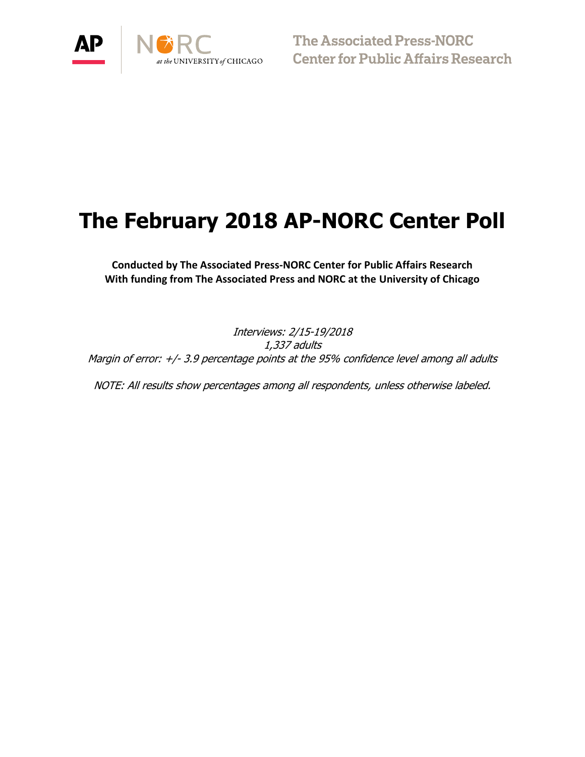The Associated Press-NORC
Center for Public Affairs Research

# The February 2018 AP-NORC Center Poll

**Conducted by The Associated Press-NORC Center for Public Affairs Research**
**With funding from The Associated Press and NORC at the University of Chicago**

*Interviews: 2/15-19/2018*
*1,337 adults*
*Margin of error: +/- 3.9 percentage points at the 95% confidence level among all adults*

*NOTE: All results show percentages among all respondents, unless otherwise labeled.*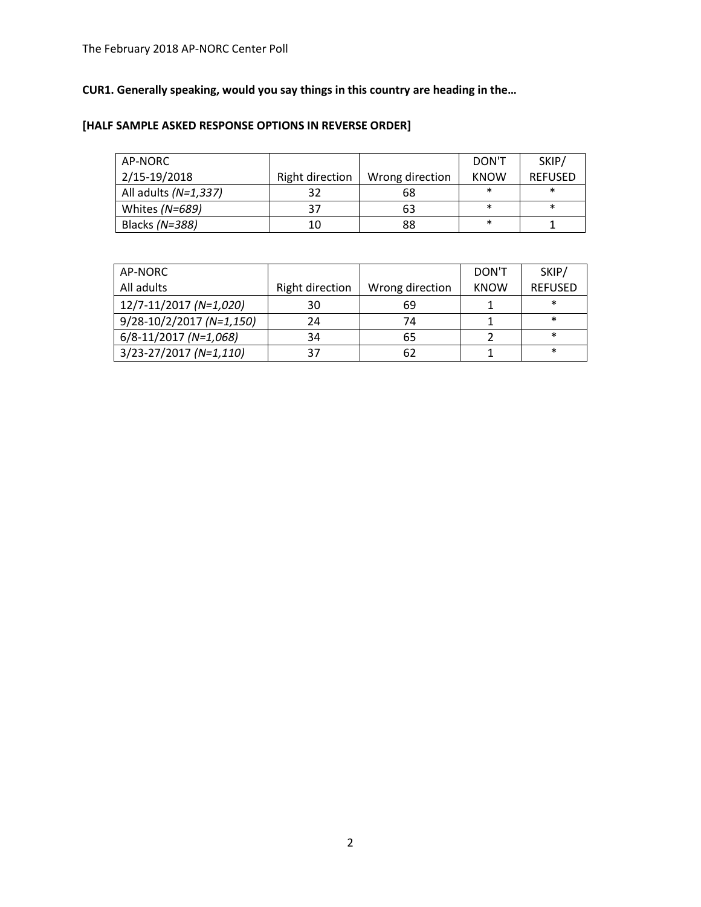**CUR1. Generally speaking, would you say things in this country are heading in the…**

**[HALF SAMPLE ASKED RESPONSE OPTIONS IN REVERSE ORDER]**

| AP-NORC 2/15-19/2018 | Right direction | Wrong direction | DON'T KNOW | SKIP/ REFUSED |
|---|---|---|---|---|
| All adults *(N=1,337)* | 32 | 68 | * | * |
| Whites *(N=689)* | 37 | 63 | * | * |
| Blacks *(N=388)* | 10 | 88 | * | 1 |

| AP-NORC All adults | Right direction | Wrong direction | DON'T KNOW | SKIP/ REFUSED |
|---|---|---|---|---|
| 12/7-11/2017 *(N=1,020)* | 30 | 69 | 1 | * |
| 9/28-10/2/2017 *(N=1,150)* | 24 | 74 | 1 | * |
| 6/8-11/2017 *(N=1,068)* | 34 | 65 | 2 | * |
| 3/23-27/2017 *(N=1,110)* | 37 | 62 | 1 | * |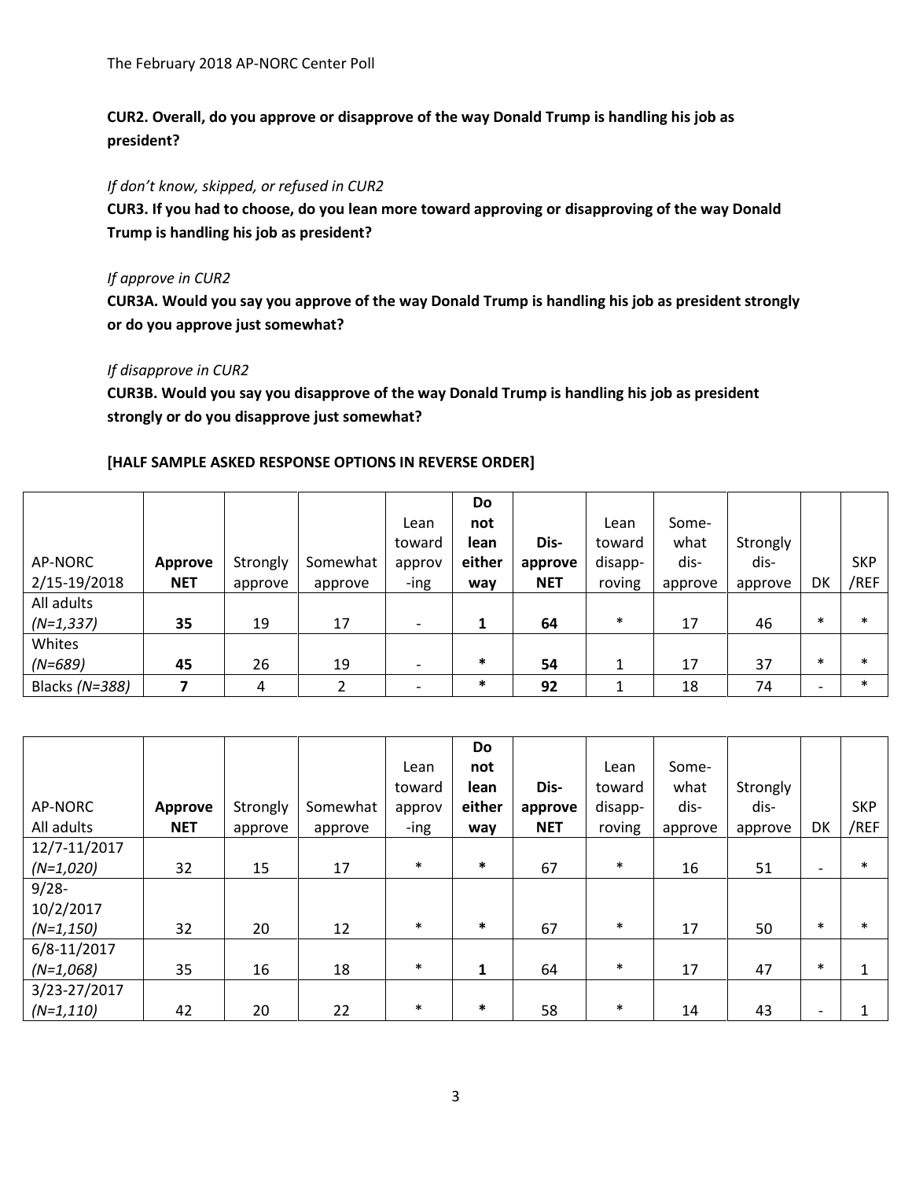**CUR2. Overall, do you approve or disapprove of the way Donald Trump is handling his job as president?**

*If don't know, skipped, or refused in CUR2*

**CUR3. If you had to choose, do you lean more toward approving or disapproving of the way Donald Trump is handling his job as president?**

*If approve in CUR2*

**CUR3A. Would you say you approve of the way Donald Trump is handling his job as president strongly or do you approve just somewhat?**

*If disapprove in CUR2*

**CUR3B. Would you say you disapprove of the way Donald Trump is handling his job as president strongly or do you disapprove just somewhat?**

**[HALF SAMPLE ASKED RESPONSE OPTIONS IN REVERSE ORDER]**

| AP-NORC 2/15-19/2018 | **Approve NET** | Strongly approve | Somewhat approve | Lean toward approv-ing | **Do not lean either way** | **Dis-approve NET** | Lean toward disapp-roving | Some-what dis-approve | Strongly dis-approve | DK | SKP/REF |
|---|---|---|---|---|---|---|---|---|---|---|---|
| All adults *(N=1,337)* | **35** | 19 | 17 | - | **1** | **64** | * | 17 | 46 | * | * |
| Whites *(N=689)* | **45** | 26 | 19 | - | * | **54** | 1 | 17 | 37 | * | * |
| Blacks *(N=388)* | **7** | 4 | 2 | - | * | **92** | 1 | 18 | 74 | - | * |

| AP-NORC All adults | **Approve NET** | Strongly approve | Somewhat approve | Lean toward approv-ing | **Do not lean either way** | **Dis-approve NET** | Lean toward disapp-roving | Some-what dis-approve | Strongly dis-approve | DK | SKP/REF |
|---|---|---|---|---|---|---|---|---|---|---|---|
| 12/7-11/2017 *(N=1,020)* | 32 | 15 | 17 | * | * | 67 | * | 16 | 51 | - | * |
| 9/28-10/2/2017 *(N=1,150)* | 32 | 20 | 12 | * | * | 67 | * | 17 | 50 | * | * |
| 6/8-11/2017 *(N=1,068)* | 35 | 16 | 18 | * | **1** | 64 | * | 17 | 47 | * | 1 |
| 3/23-27/2017 *(N=1,110)* | 42 | 20 | 22 | * | * | 58 | * | 14 | 43 | - | 1 |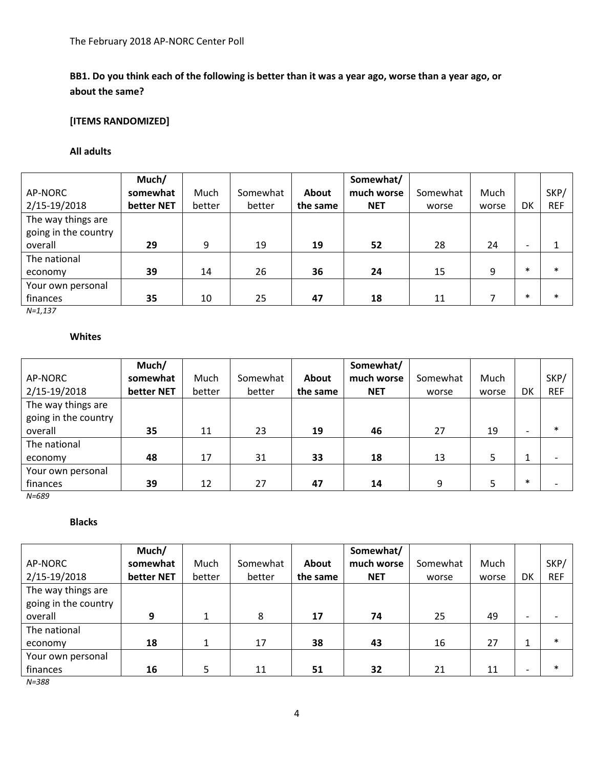The February 2018 AP-NORC Center Poll

**BB1. Do you think each of the following is better than it was a year ago, worse than a year ago, or about the same?**

**[ITEMS RANDOMIZED]**

**All adults**

| AP-NORC 2/15-19/2018 | **Much/ somewhat better NET** | Much better | Somewhat better | **About the same** | **Somewhat/ much worse NET** | Somewhat worse | Much worse | DK | SKP/ REF |
|---|---|---|---|---|---|---|---|---|---|
| The way things are going in the country overall | **29** | 9 | 19 | **19** | **52** | 28 | 24 | - | 1 |
| The national economy | **39** | 14 | 26 | **36** | **24** | 15 | 9 | * | * |
| Your own personal finances | **35** | 10 | 25 | **47** | **18** | 11 | 7 | * | * |

*N=1,137*

**Whites**

| AP-NORC 2/15-19/2018 | **Much/ somewhat better NET** | Much better | Somewhat better | **About the same** | **Somewhat/ much worse NET** | Somewhat worse | Much worse | DK | SKP/ REF |
|---|---|---|---|---|---|---|---|---|---|
| The way things are going in the country overall | **35** | 11 | 23 | **19** | **46** | 27 | 19 | - | * |
| The national economy | **48** | 17 | 31 | **33** | **18** | 13 | 5 | 1 | - |
| Your own personal finances | **39** | 12 | 27 | **47** | **14** | 9 | 5 | * | - |

*N=689*

**Blacks**

| AP-NORC 2/15-19/2018 | **Much/ somewhat better NET** | Much better | Somewhat better | **About the same** | **Somewhat/ much worse NET** | Somewhat worse | Much worse | DK | SKP/ REF |
|---|---|---|---|---|---|---|---|---|---|
| The way things are going in the country overall | **9** | 1 | 8 | **17** | **74** | 25 | 49 | - | - |
| The national economy | **18** | 1 | 17 | **38** | **43** | 16 | 27 | 1 | * |
| Your own personal finances | **16** | 5 | 11 | **51** | **32** | 21 | 11 | - | * |

*N=388*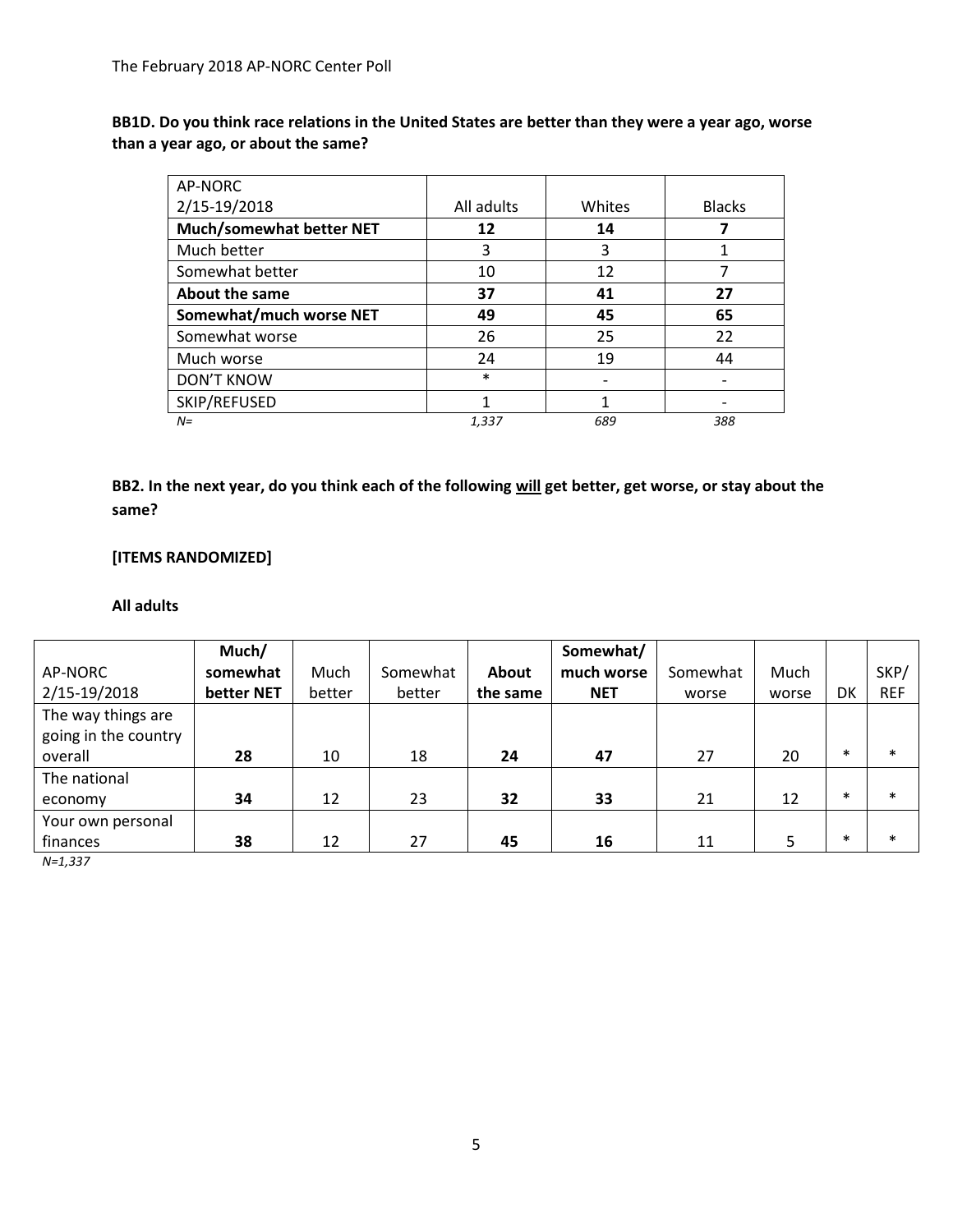The February 2018 AP-NORC Center Poll

**BB1D. Do you think race relations in the United States are better than they were a year ago, worse than a year ago, or about the same?**

| AP-NORC 2/15-19/2018 | All adults | Whites | Blacks |
|---|---|---|---|
| **Much/somewhat better NET** | **12** | **14** | **7** |
| Much better | 3 | 3 | 1 |
| Somewhat better | 10 | 12 | 7 |
| **About the same** | **37** | **41** | **27** |
| **Somewhat/much worse NET** | **49** | **45** | **65** |
| Somewhat worse | 26 | 25 | 22 |
| Much worse | 24 | 19 | 44 |
| DON'T KNOW | * | - | - |
| SKIP/REFUSED | 1 | 1 | - |
| *N=* | *1,337* | *689* | *388* |

**BB2. In the next year, do you think each of the following will get better, get worse, or stay about the same?**

**[ITEMS RANDOMIZED]**

**All adults**

| AP-NORC 2/15-19/2018 | **Much/ somewhat better NET** | Much better | Somewhat better | **About the same** | **Somewhat/ much worse NET** | Somewhat worse | Much worse | DK | SKP/ REF |
|---|---|---|---|---|---|---|---|---|---|
| The way things are going in the country overall | **28** | 10 | 18 | **24** | **47** | 27 | 20 | * | * |
| The national economy | **34** | 12 | 23 | **32** | **33** | 21 | 12 | * | * |
| Your own personal finances | **38** | 12 | 27 | **45** | **16** | 11 | 5 | * | * |

*N=1,337*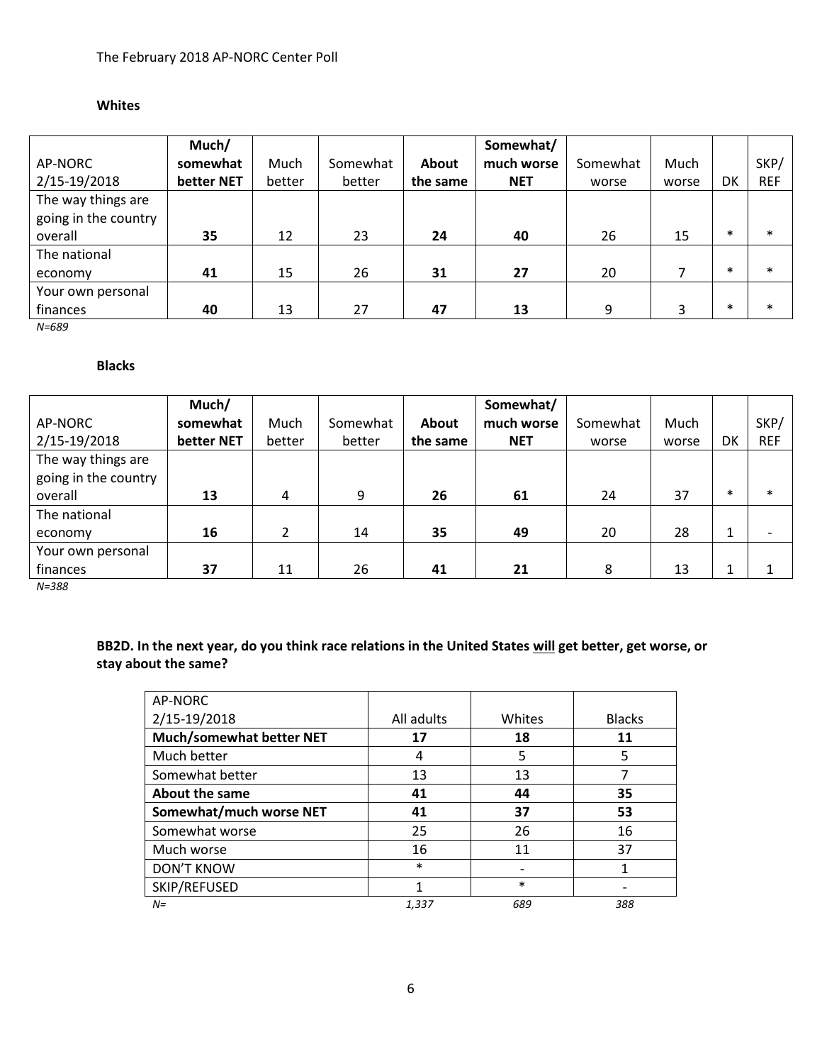The February 2018 AP-NORC Center Poll

**Whites**

| AP-NORC 2/15-19/2018 | **Much/ somewhat better NET** | Much better | Somewhat better | **About the same** | **Somewhat/ much worse NET** | Somewhat worse | Much worse | DK | SKP/ REF |
|---|---|---|---|---|---|---|---|---|---|
| The way things are going in the country overall | **35** | 12 | 23 | **24** | **40** | 26 | 15 | * | * |
| The national economy | **41** | 15 | 26 | **31** | **27** | 20 | 7 | * | * |
| Your own personal finances | **40** | 13 | 27 | **47** | **13** | 9 | 3 | * | * |

*N=689*

**Blacks**

| AP-NORC 2/15-19/2018 | **Much/ somewhat better NET** | Much better | Somewhat better | **About the same** | **Somewhat/ much worse NET** | Somewhat worse | Much worse | DK | SKP/ REF |
|---|---|---|---|---|---|---|---|---|---|
| The way things are going in the country overall | **13** | 4 | 9 | **26** | **61** | 24 | 37 | * | * |
| The national economy | **16** | 2 | 14 | **35** | **49** | 20 | 28 | 1 | - |
| Your own personal finances | **37** | 11 | 26 | **41** | **21** | 8 | 13 | 1 | 1 |

*N=388*

**BB2D. In the next year, do you think race relations in the United States will get better, get worse, or stay about the same?**

| AP-NORC 2/15-19/2018 | All adults | Whites | Blacks |
|---|---|---|---|
| **Much/somewhat better NET** | **17** | **18** | **11** |
| Much better | 4 | 5 | 5 |
| Somewhat better | 13 | 13 | 7 |
| **About the same** | **41** | **44** | **35** |
| **Somewhat/much worse NET** | **41** | **37** | **53** |
| Somewhat worse | 25 | 26 | 16 |
| Much worse | 16 | 11 | 37 |
| DON'T KNOW | * | - | 1 |
| SKIP/REFUSED | 1 | * | - |
| *N=* | *1,337* | *689* | *388* |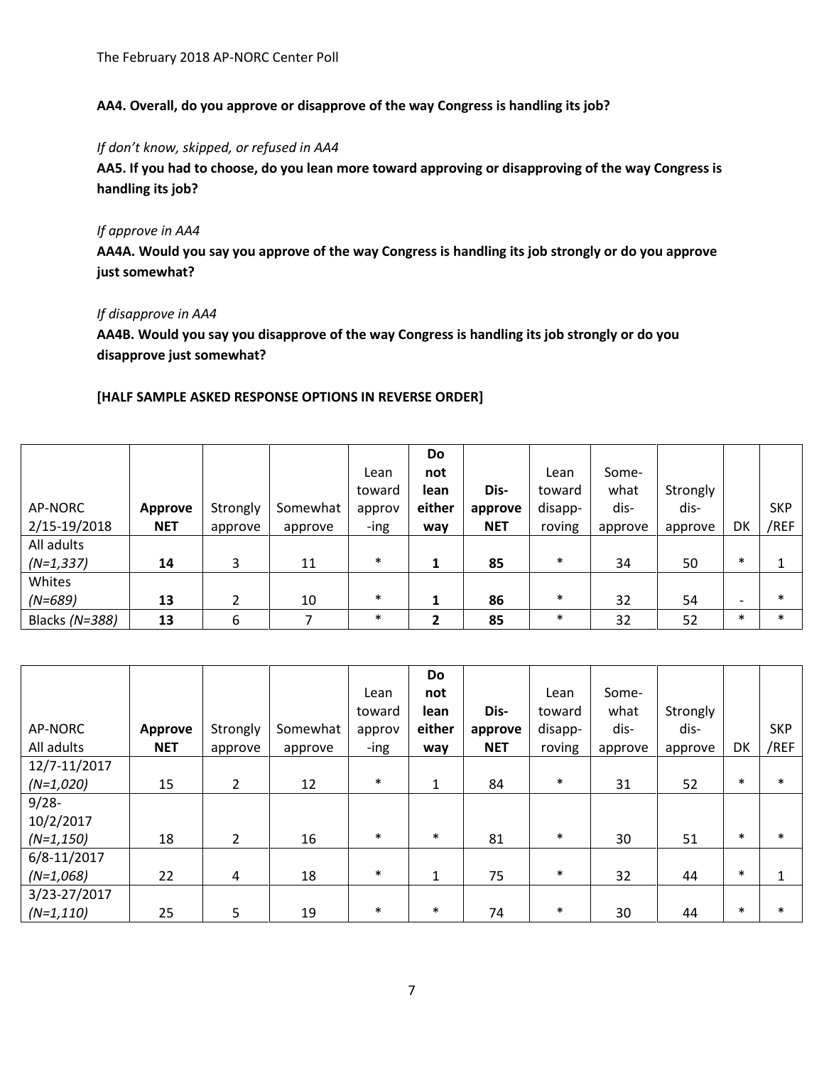**AA4. Overall, do you approve or disapprove of the way Congress is handling its job?**

*If don't know, skipped, or refused in AA4*

**AA5. If you had to choose, do you lean more toward approving or disapproving of the way Congress is handling its job?**

*If approve in AA4*

**AA4A. Would you say you approve of the way Congress is handling its job strongly or do you approve just somewhat?**

*If disapprove in AA4*

**AA4B. Would you say you disapprove of the way Congress is handling its job strongly or do you disapprove just somewhat?**

**[HALF SAMPLE ASKED RESPONSE OPTIONS IN REVERSE ORDER]**

| AP-NORC 2/15-19/2018 | **Approve NET** | Strongly approve | Somewhat approve | Lean toward approv-ing | **Do not lean either way** | **Dis-approve NET** | Lean toward disapp-roving | Some-what dis-approve | Strongly dis-approve | DK | SKP /REF |
|---|---|---|---|---|---|---|---|---|---|---|---|
| All adults *(N=1,337)* | **14** | 3 | 11 | * | **1** | **85** | * | 34 | 50 | * | 1 |
| Whites *(N=689)* | **13** | 2 | 10 | * | **1** | **86** | * | 32 | 54 | - | * |
| Blacks *(N=388)* | **13** | 6 | 7 | * | **2** | **85** | * | 32 | 52 | * | * |

| AP-NORC All adults | **Approve NET** | Strongly approve | Somewhat approve | Lean toward approv-ing | **Do not lean either way** | **Dis-approve NET** | Lean toward disapp-roving | Some-what dis-approve | Strongly dis-approve | DK | SKP /REF |
|---|---|---|---|---|---|---|---|---|---|---|---|
| 12/7-11/2017 *(N=1,020)* | 15 | 2 | 12 | * | 1 | 84 | * | 31 | 52 | * | * |
| 9/28-10/2/2017 *(N=1,150)* | 18 | 2 | 16 | * | * | 81 | * | 30 | 51 | * | * |
| 6/8-11/2017 *(N=1,068)* | 22 | 4 | 18 | * | 1 | 75 | * | 32 | 44 | * | 1 |
| 3/23-27/2017 *(N=1,110)* | 25 | 5 | 19 | * | * | 74 | * | 30 | 44 | * | * |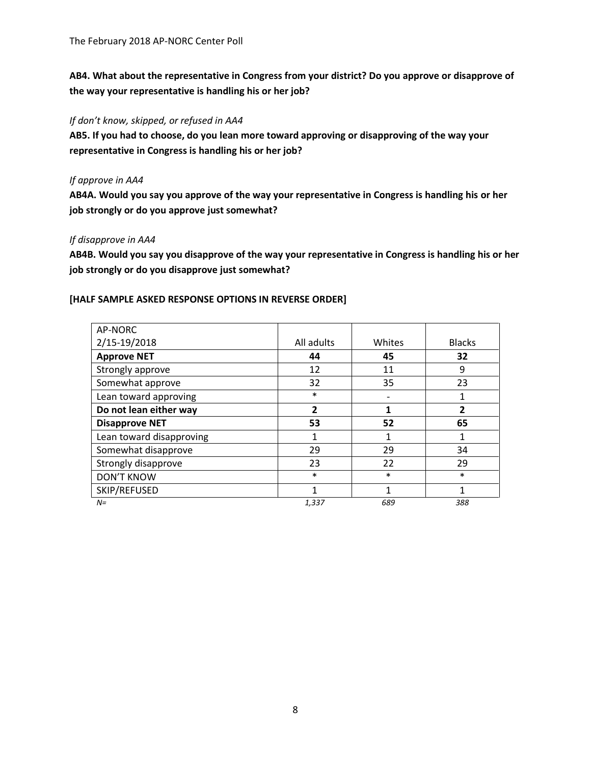**AB4. What about the representative in Congress from your district? Do you approve or disapprove of the way your representative is handling his or her job?**

*If don't know, skipped, or refused in AA4*

**AB5. If you had to choose, do you lean more toward approving or disapproving of the way your representative in Congress is handling his or her job?**

*If approve in AA4*

**AB4A. Would you say you approve of the way your representative in Congress is handling his or her job strongly or do you approve just somewhat?**

*If disapprove in AA4*

**AB4B. Would you say you disapprove of the way your representative in Congress is handling his or her job strongly or do you disapprove just somewhat?**

**[HALF SAMPLE ASKED RESPONSE OPTIONS IN REVERSE ORDER]**

| AP-NORC 2/15-19/2018 | All adults | Whites | Blacks |
|---|---|---|---|
| **Approve NET** | **44** | **45** | **32** |
| Strongly approve | 12 | 11 | 9 |
| Somewhat approve | 32 | 35 | 23 |
| Lean toward approving | * | - | 1 |
| **Do not lean either way** | **2** | **1** | **2** |
| **Disapprove NET** | **53** | **52** | **65** |
| Lean toward disapproving | 1 | 1 | 1 |
| Somewhat disapprove | 29 | 29 | 34 |
| Strongly disapprove | 23 | 22 | 29 |
| DON'T KNOW | * | * | * |
| SKIP/REFUSED | 1 | 1 | 1 |
| *N=* | *1,337* | *689* | *388* |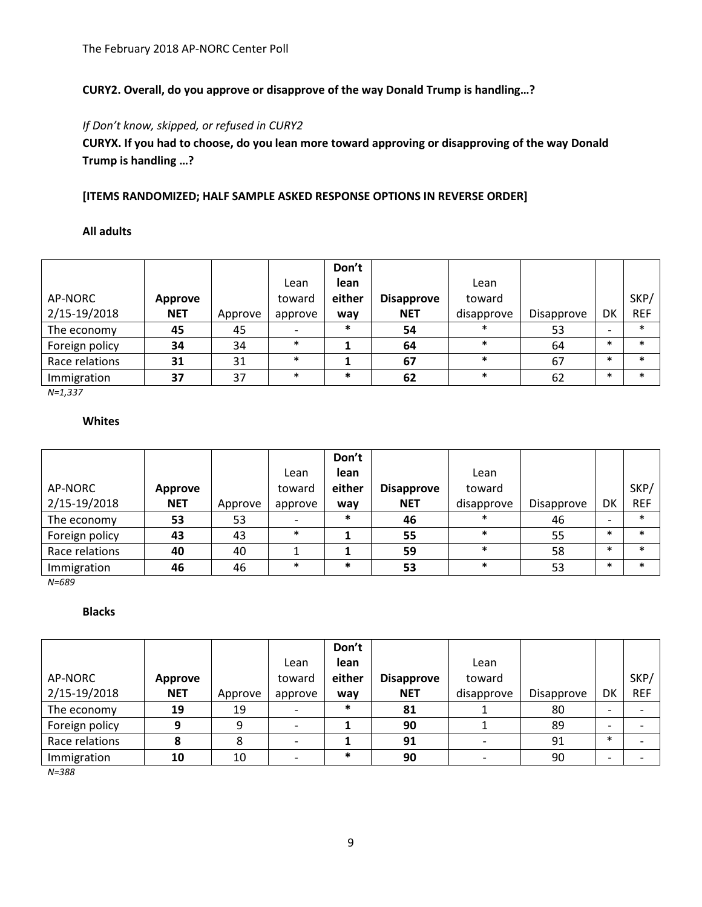**CURY2. Overall, do you approve or disapprove of the way Donald Trump is handling…?**

*If Don't know, skipped, or refused in CURY2*

**CURYX. If you had to choose, do you lean more toward approving or disapproving of the way Donald Trump is handling …?**

**[ITEMS RANDOMIZED; HALF SAMPLE ASKED RESPONSE OPTIONS IN REVERSE ORDER]**

**All adults**

| AP-NORC 2/15-19/2018 | **Approve NET** | Approve | Lean toward approve | **Don't lean either way** | **Disapprove NET** | Lean toward disapprove | Disapprove | DK | SKP/ REF |
|---|---|---|---|---|---|---|---|---|---|
| The economy | **45** | 45 | - | **\*** | **54** | \* | 53 | - | \* |
| Foreign policy | **34** | 34 | \* | **1** | **64** | \* | 64 | \* | \* |
| Race relations | **31** | 31 | \* | **1** | **67** | \* | 67 | \* | \* |
| Immigration | **37** | 37 | \* | **\*** | **62** | \* | 62 | \* | \* |

*N=1,337*

**Whites**

| AP-NORC 2/15-19/2018 | **Approve NET** | Approve | Lean toward approve | **Don't lean either way** | **Disapprove NET** | Lean toward disapprove | Disapprove | DK | SKP/ REF |
|---|---|---|---|---|---|---|---|---|---|
| The economy | **53** | 53 | - | **\*** | **46** | \* | 46 | - | \* |
| Foreign policy | **43** | 43 | \* | **1** | **55** | \* | 55 | \* | \* |
| Race relations | **40** | 40 | 1 | **1** | **59** | \* | 58 | \* | \* |
| Immigration | **46** | 46 | \* | **\*** | **53** | \* | 53 | \* | \* |

*N=689*

**Blacks**

| AP-NORC 2/15-19/2018 | **Approve NET** | Approve | Lean toward approve | **Don't lean either way** | **Disapprove NET** | Lean toward disapprove | Disapprove | DK | SKP/ REF |
|---|---|---|---|---|---|---|---|---|---|
| The economy | **19** | 19 | - | **\*** | **81** | 1 | 80 | - | - |
| Foreign policy | **9** | 9 | - | **1** | **90** | 1 | 89 | - | - |
| Race relations | **8** | 8 | - | **1** | **91** | - | 91 | \* | - |
| Immigration | **10** | 10 | - | **\*** | **90** | - | 90 | - | - |

*N=388*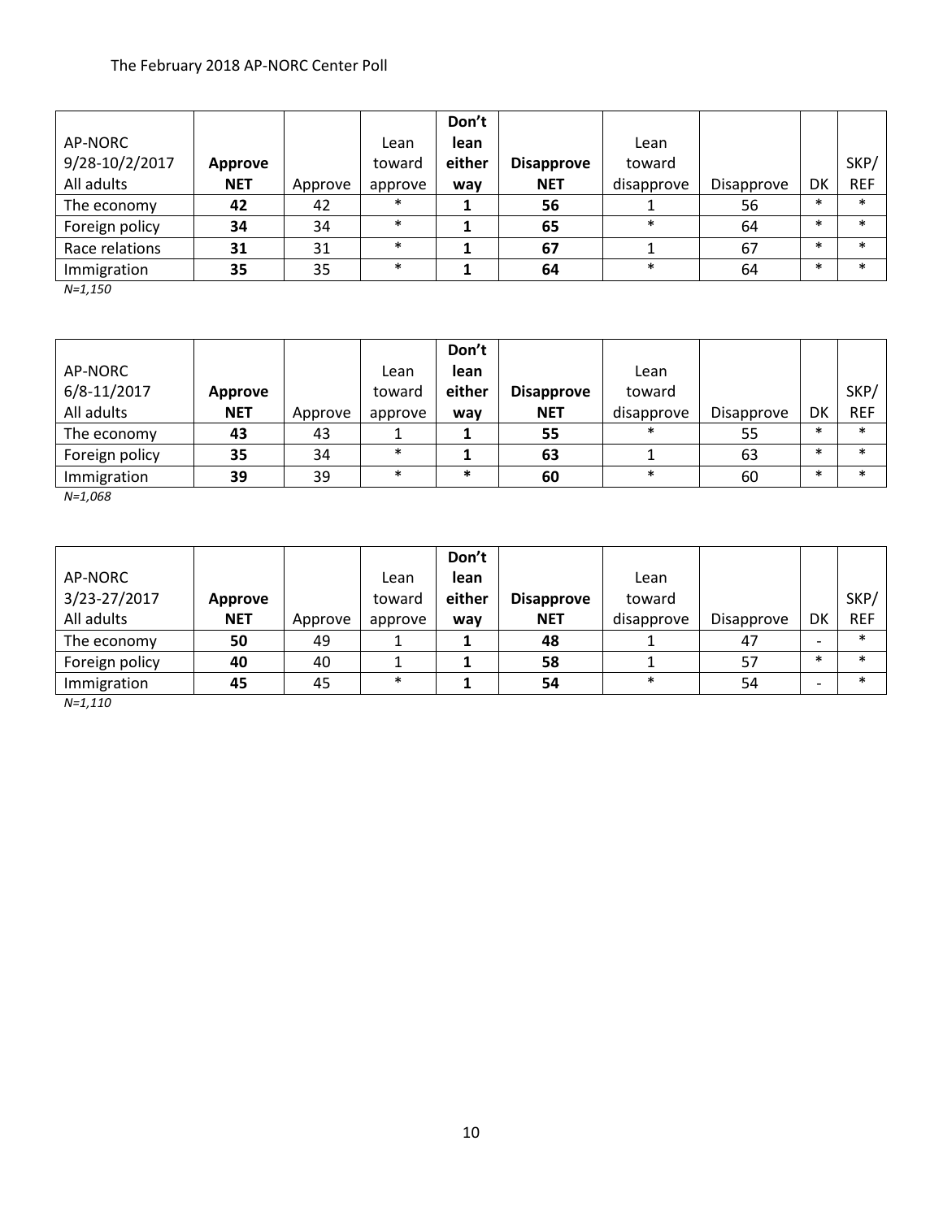| AP-NORC 9/28-10/2/2017 All adults | **Approve NET** | Approve | Lean toward approve | **Don't lean either way** | **Disapprove NET** | Lean toward disapprove | Disapprove | DK | SKP/ REF |
|---|---|---|---|---|---|---|---|---|---|
| The economy | **42** | 42 | * | **1** | **56** | 1 | 56 | * | * |
| Foreign policy | **34** | 34 | * | **1** | **65** | * | 64 | * | * |
| Race relations | **31** | 31 | * | **1** | **67** | 1 | 67 | * | * |
| Immigration | **35** | 35 | * | **1** | **64** | * | 64 | * | * |

*N=1,150*

| AP-NORC 6/8-11/2017 All adults | **Approve NET** | Approve | Lean toward approve | **Don't lean either way** | **Disapprove NET** | Lean toward disapprove | Disapprove | DK | SKP/ REF |
|---|---|---|---|---|---|---|---|---|---|
| The economy | **43** | 43 | 1 | **1** | **55** | * | 55 | * | * |
| Foreign policy | **35** | 34 | * | **1** | **63** | 1 | 63 | * | * |
| Immigration | **39** | 39 | * | ***** | **60** | * | 60 | * | * |

*N=1,068*

| AP-NORC 3/23-27/2017 All adults | **Approve NET** | Approve | Lean toward approve | **Don't lean either way** | **Disapprove NET** | Lean toward disapprove | Disapprove | DK | SKP/ REF |
|---|---|---|---|---|---|---|---|---|---|
| The economy | **50** | 49 | 1 | **1** | **48** | 1 | 47 | - | * |
| Foreign policy | **40** | 40 | 1 | **1** | **58** | 1 | 57 | * | * |
| Immigration | **45** | 45 | * | **1** | **54** | * | 54 | - | * |

*N=1,110*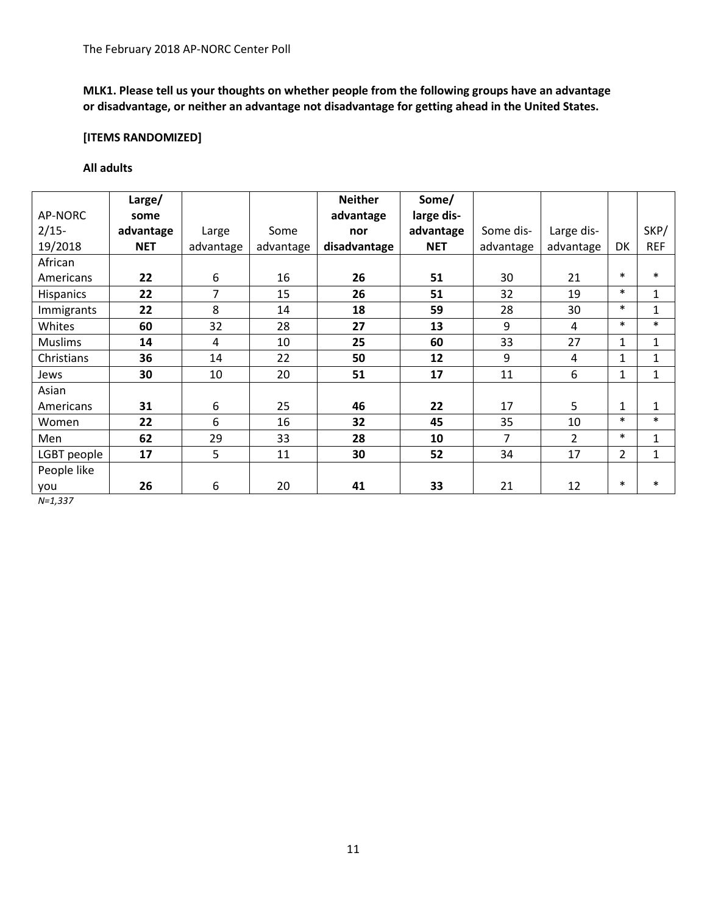The February 2018 AP-NORC Center Poll

**MLK1. Please tell us your thoughts on whether people from the following groups have an advantage or disadvantage, or neither an advantage not disadvantage for getting ahead in the United States.**

**[ITEMS RANDOMIZED]**

**All adults**

| AP-NORC 2/15-19/2018 | **Large/ some advantage NET** | Large advantage | Some advantage | **Neither advantage nor disadvantage** | **Some/ large dis-advantage NET** | Some dis-advantage | Large dis-advantage | DK | SKP/ REF |
|---|---|---|---|---|---|---|---|---|---|
| African Americans | **22** | 6 | 16 | **26** | **51** | 30 | 21 | * | * |
| Hispanics | **22** | 7 | 15 | **26** | **51** | 32 | 19 | * | 1 |
| Immigrants | **22** | 8 | 14 | **18** | **59** | 28 | 30 | * | 1 |
| Whites | **60** | 32 | 28 | **27** | **13** | 9 | 4 | * | * |
| Muslims | **14** | 4 | 10 | **25** | **60** | 33 | 27 | 1 | 1 |
| Christians | **36** | 14 | 22 | **50** | **12** | 9 | 4 | 1 | 1 |
| Jews | **30** | 10 | 20 | **51** | **17** | 11 | 6 | 1 | 1 |
| Asian Americans | **31** | 6 | 25 | **46** | **22** | 17 | 5 | 1 | 1 |
| Women | **22** | 6 | 16 | **32** | **45** | 35 | 10 | * | * |
| Men | **62** | 29 | 33 | **28** | **10** | 7 | 2 | * | 1 |
| LGBT people | **17** | 5 | 11 | **30** | **52** | 34 | 17 | 2 | 1 |
| People like you | **26** | 6 | 20 | **41** | **33** | 21 | 12 | * | * |

*N=1,337*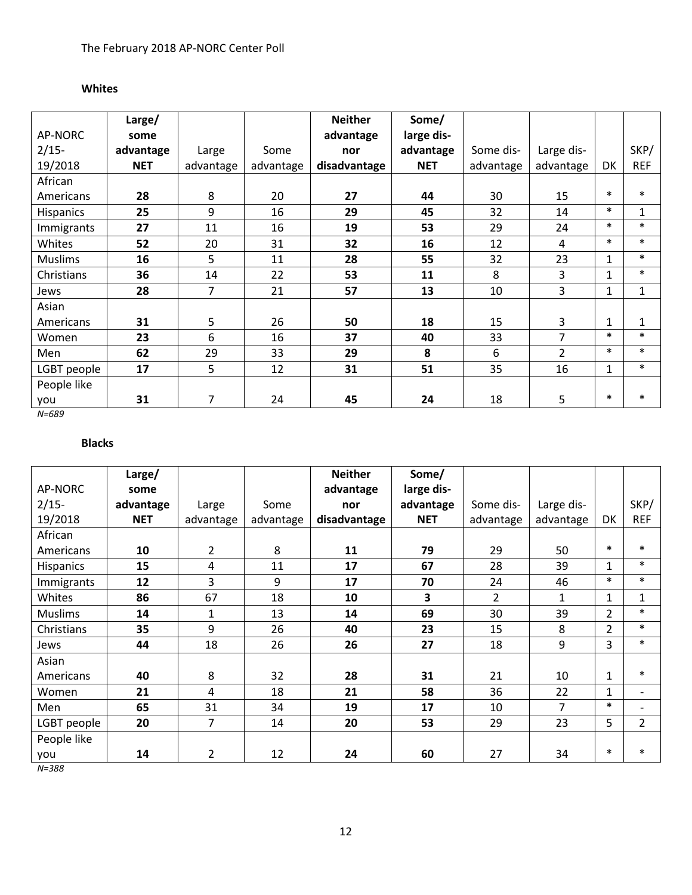The February 2018 AP-NORC Center Poll

**Whites**

| AP-NORC 2/15-19/2018 | **Large/ some advantage NET** | Large advantage | Some advantage | **Neither advantage nor disadvantage** | **Some/ large dis-advantage NET** | Some dis-advantage | Large dis-advantage | DK | SKP/ REF |
|---|---|---|---|---|---|---|---|---|---|
| African Americans | **28** | 8 | 20 | **27** | **44** | 30 | 15 | * | * |
| Hispanics | **25** | 9 | 16 | **29** | **45** | 32 | 14 | * | 1 |
| Immigrants | **27** | 11 | 16 | **19** | **53** | 29 | 24 | * | * |
| Whites | **52** | 20 | 31 | **32** | **16** | 12 | 4 | * | * |
| Muslims | **16** | 5 | 11 | **28** | **55** | 32 | 23 | 1 | * |
| Christians | **36** | 14 | 22 | **53** | **11** | 8 | 3 | 1 | * |
| Jews | **28** | 7 | 21 | **57** | **13** | 10 | 3 | 1 | 1 |
| Asian Americans | **31** | 5 | 26 | **50** | **18** | 15 | 3 | 1 | 1 |
| Women | **23** | 6 | 16 | **37** | **40** | 33 | 7 | * | * |
| Men | **62** | 29 | 33 | **29** | **8** | 6 | 2 | * | * |
| LGBT people | **17** | 5 | 12 | **31** | **51** | 35 | 16 | 1 | * |
| People like you | **31** | 7 | 24 | **45** | **24** | 18 | 5 | * | * |

*N=689*

**Blacks**

| AP-NORC 2/15-19/2018 | **Large/ some advantage NET** | Large advantage | Some advantage | **Neither advantage nor disadvantage** | **Some/ large dis-advantage NET** | Some dis-advantage | Large dis-advantage | DK | SKP/ REF |
|---|---|---|---|---|---|---|---|---|---|
| African Americans | **10** | 2 | 8 | **11** | **79** | 29 | 50 | * | * |
| Hispanics | **15** | 4 | 11 | **17** | **67** | 28 | 39 | 1 | * |
| Immigrants | **12** | 3 | 9 | **17** | **70** | 24 | 46 | * | * |
| Whites | **86** | 67 | 18 | **10** | **3** | 2 | 1 | 1 | 1 |
| Muslims | **14** | 1 | 13 | **14** | **69** | 30 | 39 | 2 | * |
| Christians | **35** | 9 | 26 | **40** | **23** | 15 | 8 | 2 | * |
| Jews | **44** | 18 | 26 | **26** | **27** | 18 | 9 | 3 | * |
| Asian Americans | **40** | 8 | 32 | **28** | **31** | 21 | 10 | 1 | * |
| Women | **21** | 4 | 18 | **21** | **58** | 36 | 22 | 1 | - |
| Men | **65** | 31 | 34 | **19** | **17** | 10 | 7 | * | - |
| LGBT people | **20** | 7 | 14 | **20** | **53** | 29 | 23 | 5 | 2 |
| People like you | **14** | 2 | 12 | **24** | **60** | 27 | 34 | * | * |

*N=388*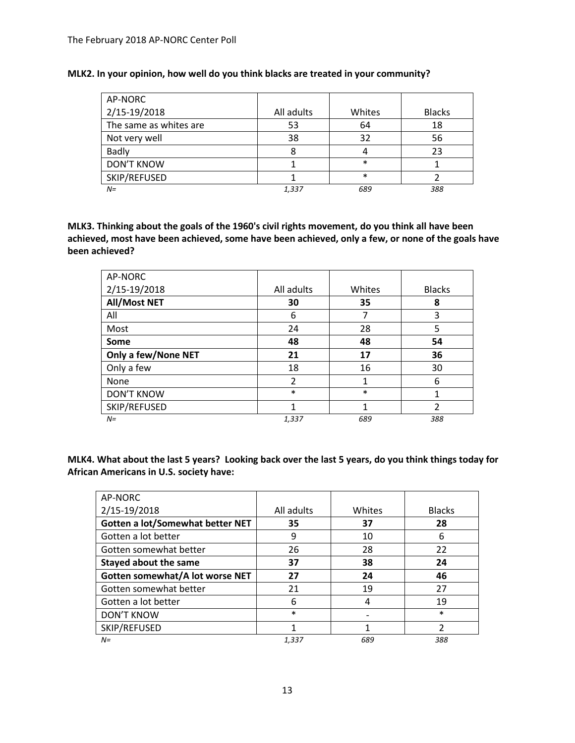**MLK2. In your opinion, how well do you think blacks are treated in your community?**

| AP-NORC 2/15-19/2018 | All adults | Whites | Blacks |
|---|---|---|---|
| The same as whites are | 53 | 64 | 18 |
| Not very well | 38 | 32 | 56 |
| Badly | 8 | 4 | 23 |
| DON'T KNOW | 1 | * | 1 |
| SKIP/REFUSED | 1 | * | 2 |
| *N=* | *1,337* | *689* | *388* |

**MLK3. Thinking about the goals of the 1960's civil rights movement, do you think all have been achieved, most have been achieved, some have been achieved, only a few, or none of the goals have been achieved?**

| AP-NORC 2/15-19/2018 | All adults | Whites | Blacks |
|---|---|---|---|
| **All/Most NET** | **30** | **35** | **8** |
| All | 6 | 7 | 3 |
| Most | 24 | 28 | 5 |
| **Some** | **48** | **48** | **54** |
| **Only a few/None NET** | **21** | **17** | **36** |
| Only a few | 18 | 16 | 30 |
| None | 2 | 1 | 6 |
| DON'T KNOW | * | * | 1 |
| SKIP/REFUSED | 1 | 1 | 2 |
| *N=* | *1,337* | *689* | *388* |

**MLK4. What about the last 5 years? Looking back over the last 5 years, do you think things today for African Americans in U.S. society have:**

| AP-NORC 2/15-19/2018 | All adults | Whites | Blacks |
|---|---|---|---|
| **Gotten a lot/Somewhat better NET** | **35** | **37** | **28** |
| Gotten a lot better | 9 | 10 | 6 |
| Gotten somewhat better | 26 | 28 | 22 |
| **Stayed about the same** | **37** | **38** | **24** |
| **Gotten somewhat/A lot worse NET** | **27** | **24** | **46** |
| Gotten somewhat better | 21 | 19 | 27 |
| Gotten a lot better | 6 | 4 | 19 |
| DON'T KNOW | * | - | * |
| SKIP/REFUSED | 1 | 1 | 2 |
| *N=* | *1,337* | *689* | *388* |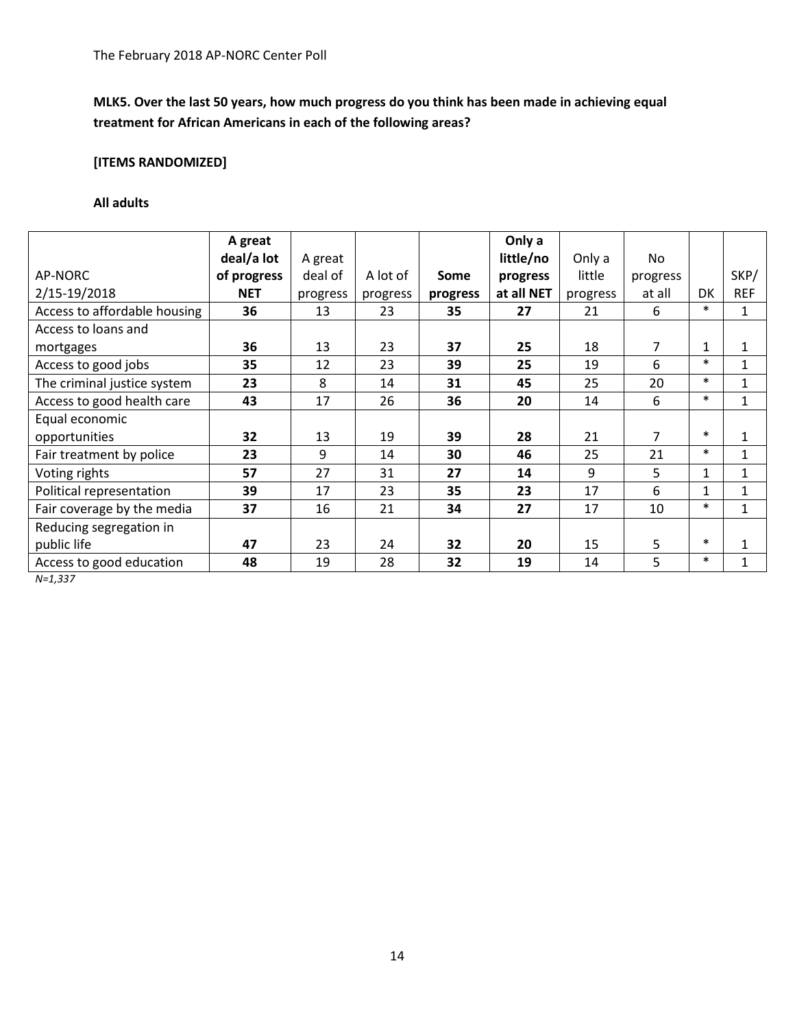**MLK5. Over the last 50 years, how much progress do you think has been made in achieving equal treatment for African Americans in each of the following areas?**

**[ITEMS RANDOMIZED]**

**All adults**

| AP-NORC 2/15-19/2018 | **A great deal/a lot of progress NET** | A great deal of progress | A lot of progress | **Some progress** | **Only a little/no progress at all NET** | Only a little progress | No progress at all | DK | SKP/REF |
|---|---|---|---|---|---|---|---|---|---|
| Access to affordable housing | **36** | 13 | 23 | **35** | **27** | 21 | 6 | * | 1 |
| Access to loans and mortgages | **36** | 13 | 23 | **37** | **25** | 18 | 7 | 1 | 1 |
| Access to good jobs | **35** | 12 | 23 | **39** | **25** | 19 | 6 | * | 1 |
| The criminal justice system | **23** | 8 | 14 | **31** | **45** | 25 | 20 | * | 1 |
| Access to good health care | **43** | 17 | 26 | **36** | **20** | 14 | 6 | * | 1 |
| Equal economic opportunities | **32** | 13 | 19 | **39** | **28** | 21 | 7 | * | 1 |
| Fair treatment by police | **23** | 9 | 14 | **30** | **46** | 25 | 21 | * | 1 |
| Voting rights | **57** | 27 | 31 | **27** | **14** | 9 | 5 | 1 | 1 |
| Political representation | **39** | 17 | 23 | **35** | **23** | 17 | 6 | 1 | 1 |
| Fair coverage by the media | **37** | 16 | 21 | **34** | **27** | 17 | 10 | * | 1 |
| Reducing segregation in public life | **47** | 23 | 24 | **32** | **20** | 15 | 5 | * | 1 |
| Access to good education | **48** | 19 | 28 | **32** | **19** | 14 | 5 | * | 1 |

*N=1,337*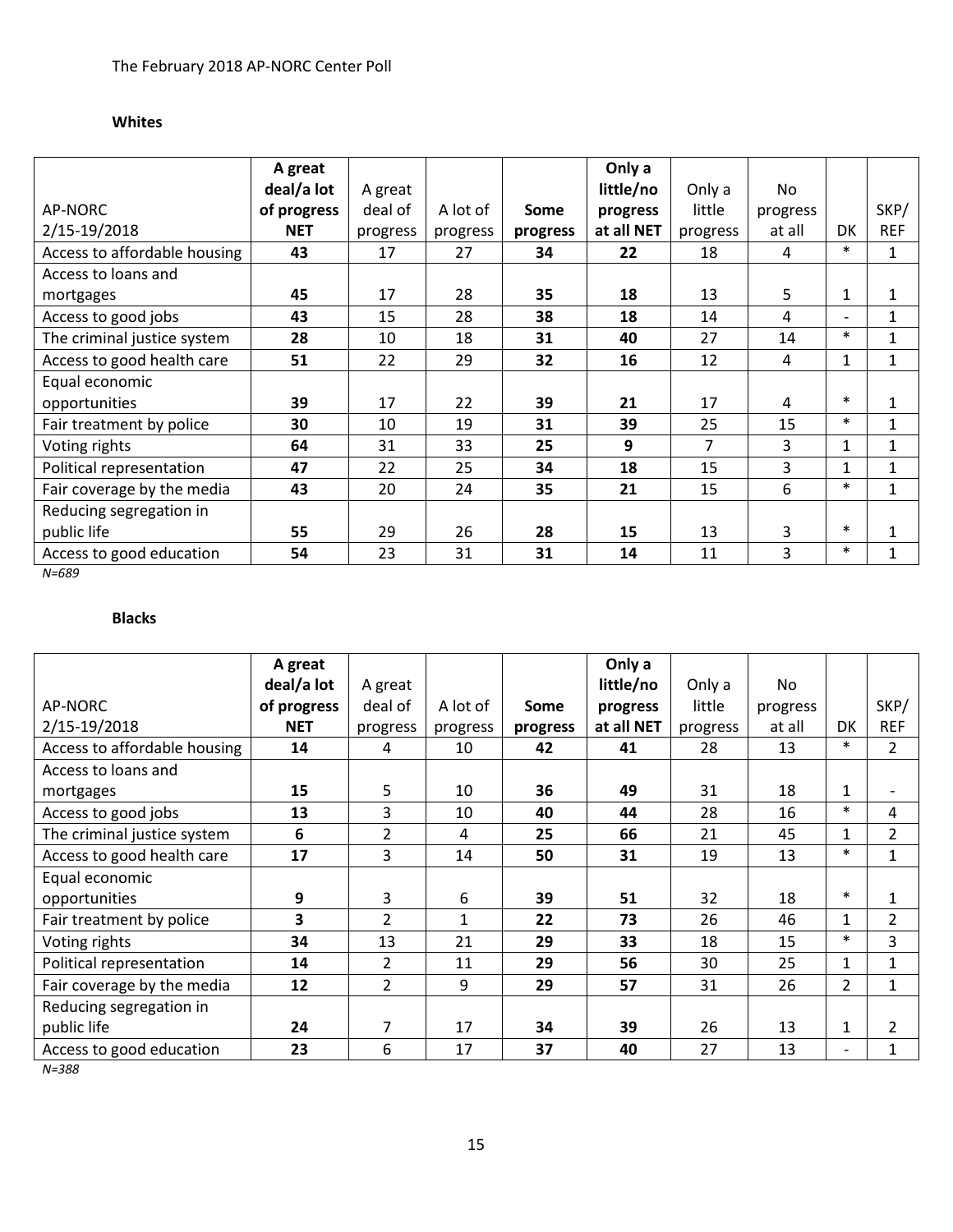**Whites**

| AP-NORC 2/15-19/2018 | **A great deal/a lot of progress NET** | A great deal of progress | A lot of progress | **Some progress** | **Only a little/no progress at all NET** | Only a little progress | No progress at all | DK | SKP/ REF |
|---|---|---|---|---|---|---|---|---|---|
| Access to affordable housing | **43** | 17 | 27 | **34** | **22** | 18 | 4 | * | 1 |
| Access to loans and mortgages | **45** | 17 | 28 | **35** | **18** | 13 | 5 | 1 | 1 |
| Access to good jobs | **43** | 15 | 28 | **38** | **18** | 14 | 4 | - | 1 |
| The criminal justice system | **28** | 10 | 18 | **31** | **40** | 27 | 14 | * | 1 |
| Access to good health care | **51** | 22 | 29 | **32** | **16** | 12 | 4 | 1 | 1 |
| Equal economic opportunities | **39** | 17 | 22 | **39** | **21** | 17 | 4 | * | 1 |
| Fair treatment by police | **30** | 10 | 19 | **31** | **39** | 25 | 15 | * | 1 |
| Voting rights | **64** | 31 | 33 | **25** | **9** | 7 | 3 | 1 | 1 |
| Political representation | **47** | 22 | 25 | **34** | **18** | 15 | 3 | 1 | 1 |
| Fair coverage by the media | **43** | 20 | 24 | **35** | **21** | 15 | 6 | * | 1 |
| Reducing segregation in public life | **55** | 29 | 26 | **28** | **15** | 13 | 3 | * | 1 |
| Access to good education | **54** | 23 | 31 | **31** | **14** | 11 | 3 | * | 1 |

*N=689*

**Blacks**

| AP-NORC 2/15-19/2018 | **A great deal/a lot of progress NET** | A great deal of progress | A lot of progress | **Some progress** | **Only a little/no progress at all NET** | Only a little progress | No progress at all | DK | SKP/ REF |
|---|---|---|---|---|---|---|---|---|---|
| Access to affordable housing | **14** | 4 | 10 | **42** | **41** | 28 | 13 | * | 2 |
| Access to loans and mortgages | **15** | 5 | 10 | **36** | **49** | 31 | 18 | 1 | - |
| Access to good jobs | **13** | 3 | 10 | **40** | **44** | 28 | 16 | * | 4 |
| The criminal justice system | **6** | 2 | 4 | **25** | **66** | 21 | 45 | 1 | 2 |
| Access to good health care | **17** | 3 | 14 | **50** | **31** | 19 | 13 | * | 1 |
| Equal economic opportunities | **9** | 3 | 6 | **39** | **51** | 32 | 18 | * | 1 |
| Fair treatment by police | **3** | 2 | 1 | **22** | **73** | 26 | 46 | 1 | 2 |
| Voting rights | **34** | 13 | 21 | **29** | **33** | 18 | 15 | * | 3 |
| Political representation | **14** | 2 | 11 | **29** | **56** | 30 | 25 | 1 | 1 |
| Fair coverage by the media | **12** | 2 | 9 | **29** | **57** | 31 | 26 | 2 | 1 |
| Reducing segregation in public life | **24** | 7 | 17 | **34** | **39** | 26 | 13 | 1 | 2 |
| Access to good education | **23** | 6 | 17 | **37** | **40** | 27 | 13 | - | 1 |

*N=388*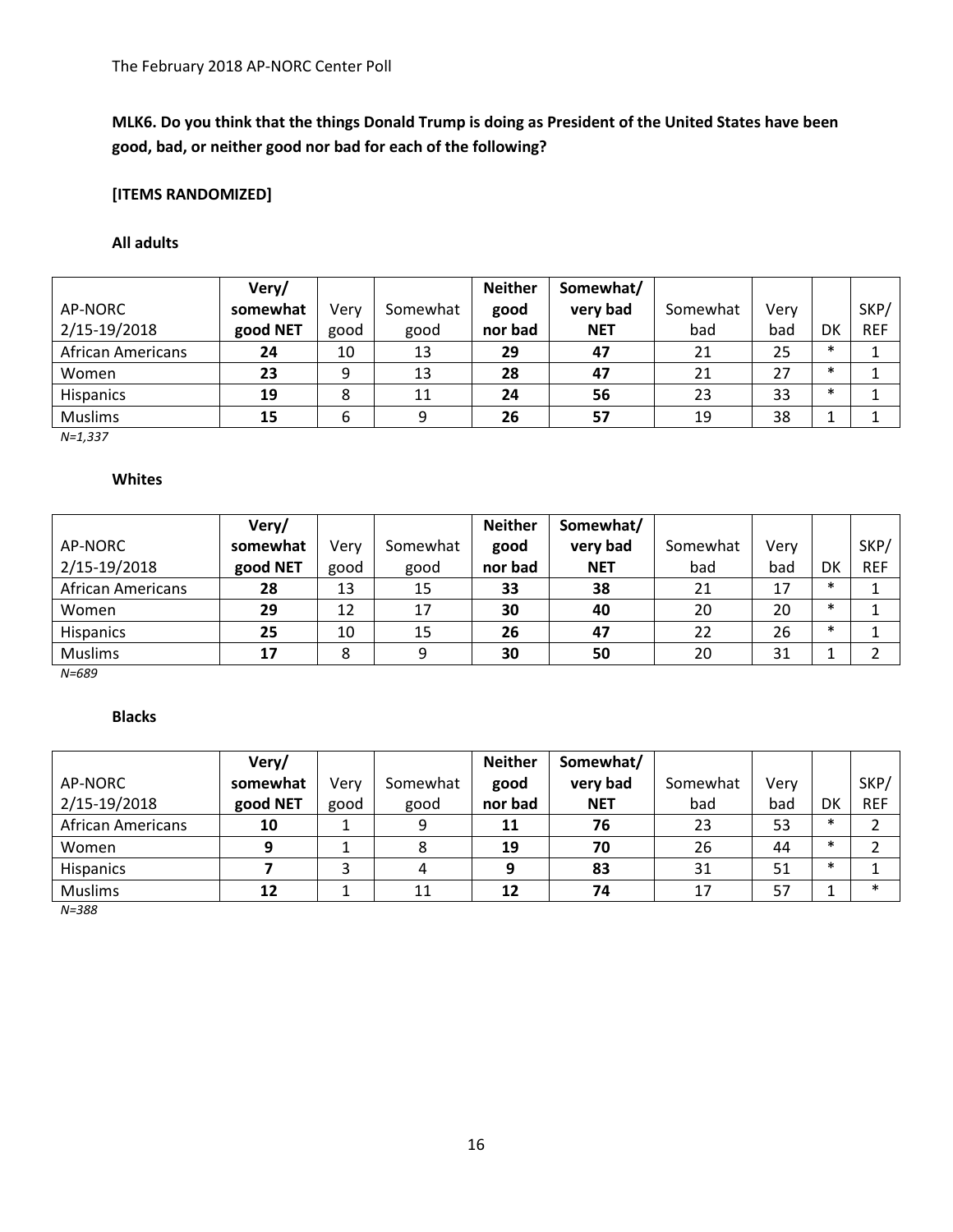The February 2018 AP-NORC Center Poll

**MLK6. Do you think that the things Donald Trump is doing as President of the United States have been good, bad, or neither good nor bad for each of the following?**

**[ITEMS RANDOMIZED]**

**All adults**

| AP-NORC 2/15-19/2018 | **Very/ somewhat good NET** | Very good | Somewhat good | **Neither good nor bad** | **Somewhat/ very bad NET** | Somewhat bad | Very bad | DK | SKP/ REF |
|---|---|---|---|---|---|---|---|---|---|
| African Americans | **24** | 10 | 13 | **29** | **47** | 21 | 25 | * | 1 |
| Women | **23** | 9 | 13 | **28** | **47** | 21 | 27 | * | 1 |
| Hispanics | **19** | 8 | 11 | **24** | **56** | 23 | 33 | * | 1 |
| Muslims | **15** | 6 | 9 | **26** | **57** | 19 | 38 | 1 | 1 |

*N=1,337*

**Whites**

| AP-NORC 2/15-19/2018 | **Very/ somewhat good NET** | Very good | Somewhat good | **Neither good nor bad** | **Somewhat/ very bad NET** | Somewhat bad | Very bad | DK | SKP/ REF |
|---|---|---|---|---|---|---|---|---|---|
| African Americans | **28** | 13 | 15 | **33** | **38** | 21 | 17 | * | 1 |
| Women | **29** | 12 | 17 | **30** | **40** | 20 | 20 | * | 1 |
| Hispanics | **25** | 10 | 15 | **26** | **47** | 22 | 26 | * | 1 |
| Muslims | **17** | 8 | 9 | **30** | **50** | 20 | 31 | 1 | 2 |

*N=689*

**Blacks**

| AP-NORC 2/15-19/2018 | **Very/ somewhat good NET** | Very good | Somewhat good | **Neither good nor bad** | **Somewhat/ very bad NET** | Somewhat bad | Very bad | DK | SKP/ REF |
|---|---|---|---|---|---|---|---|---|---|
| African Americans | **10** | 1 | 9 | **11** | **76** | 23 | 53 | * | 2 |
| Women | **9** | 1 | 8 | **19** | **70** | 26 | 44 | * | 2 |
| Hispanics | **7** | 3 | 4 | **9** | **83** | 31 | 51 | * | 1 |
| Muslims | **12** | 1 | 11 | **12** | **74** | 17 | 57 | 1 | * |

*N=388*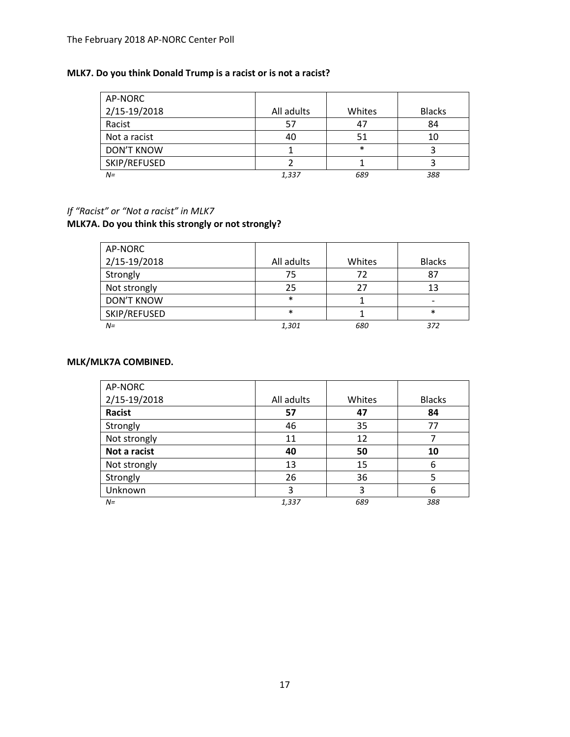**MLK7. Do you think Donald Trump is a racist or is not a racist?**

| AP-NORC 2/15-19/2018 | All adults | Whites | Blacks |
|---|---|---|---|
| Racist | 57 | 47 | 84 |
| Not a racist | 40 | 51 | 10 |
| DON'T KNOW | 1 | * | 3 |
| SKIP/REFUSED | 2 | 1 | 3 |
| *N=* | *1,337* | *689* | *388* |

*If "Racist" or "Not a racist" in MLK7*

**MLK7A. Do you think this strongly or not strongly?**

| AP-NORC 2/15-19/2018 | All adults | Whites | Blacks |
|---|---|---|---|
| Strongly | 75 | 72 | 87 |
| Not strongly | 25 | 27 | 13 |
| DON'T KNOW | * | 1 | - |
| SKIP/REFUSED | * | 1 | * |
| *N=* | *1,301* | *680* | *372* |

**MLK/MLK7A COMBINED.**

| AP-NORC 2/15-19/2018 | All adults | Whites | Blacks |
|---|---|---|---|
| **Racist** | **57** | **47** | **84** |
| Strongly | 46 | 35 | 77 |
| Not strongly | 11 | 12 | 7 |
| **Not a racist** | **40** | **50** | **10** |
| Not strongly | 13 | 15 | 6 |
| Strongly | 26 | 36 | 5 |
| Unknown | 3 | 3 | 6 |
| *N=* | *1,337* | *689* | *388* |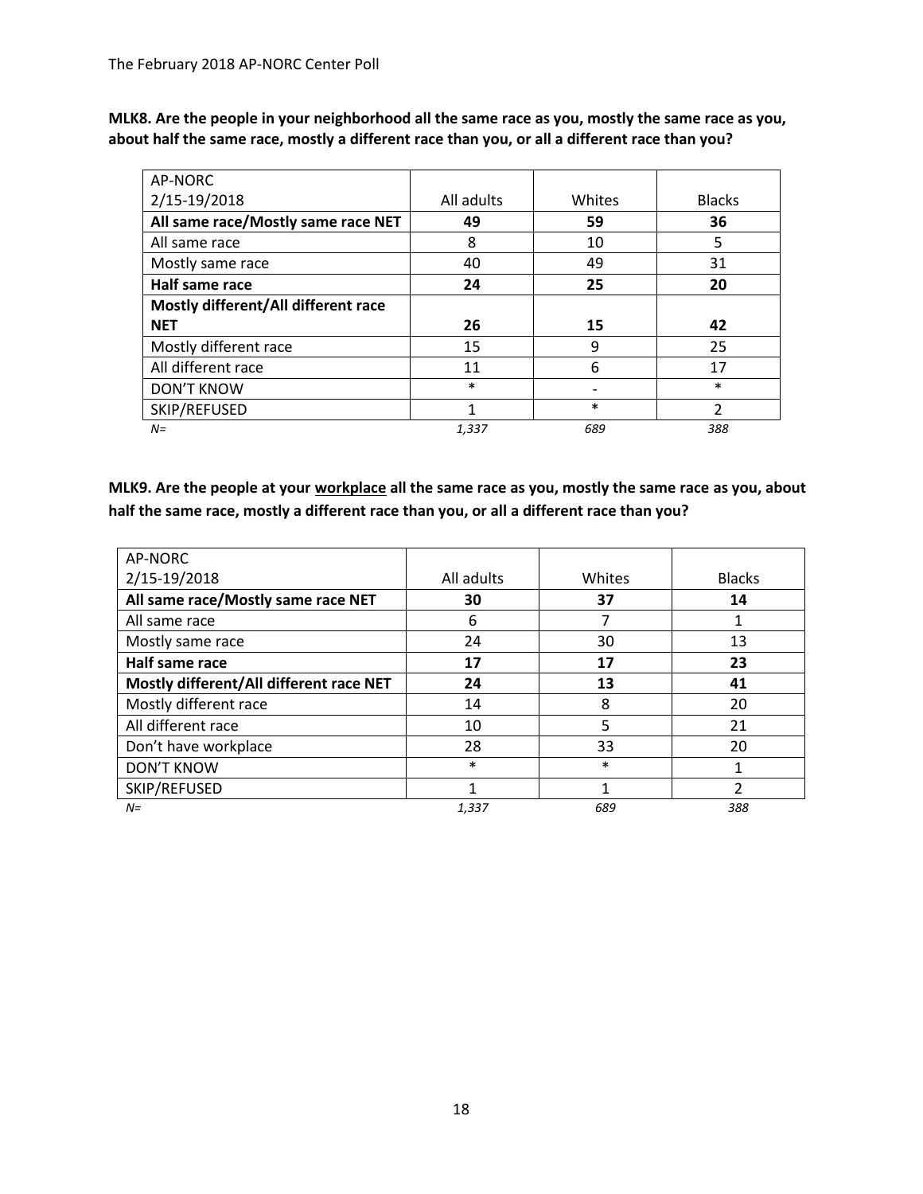**MLK8. Are the people in your neighborhood all the same race as you, mostly the same race as you, about half the same race, mostly a different race than you, or all a different race than you?**

| AP-NORC 2/15-19/2018 | All adults | Whites | Blacks |
|---|---|---|---|
| **All same race/Mostly same race NET** | **49** | **59** | **36** |
| All same race | 8 | 10 | 5 |
| Mostly same race | 40 | 49 | 31 |
| **Half same race** | **24** | **25** | **20** |
| **Mostly different/All different race NET** | **26** | **15** | **42** |
| Mostly different race | 15 | 9 | 25 |
| All different race | 11 | 6 | 17 |
| DON'T KNOW | * | - | * |
| SKIP/REFUSED | 1 | * | 2 |
| *N=* | *1,337* | *689* | *388* |

**MLK9. Are the people at your workplace all the same race as you, mostly the same race as you, about half the same race, mostly a different race than you, or all a different race than you?**

| AP-NORC 2/15-19/2018 | All adults | Whites | Blacks |
|---|---|---|---|
| **All same race/Mostly same race NET** | **30** | **37** | **14** |
| All same race | 6 | 7 | 1 |
| Mostly same race | 24 | 30 | 13 |
| **Half same race** | **17** | **17** | **23** |
| **Mostly different/All different race NET** | **24** | **13** | **41** |
| Mostly different race | 14 | 8 | 20 |
| All different race | 10 | 5 | 21 |
| Don't have workplace | 28 | 33 | 20 |
| DON'T KNOW | * | * | 1 |
| SKIP/REFUSED | 1 | 1 | 2 |
| *N=* | *1,337* | *689* | *388* |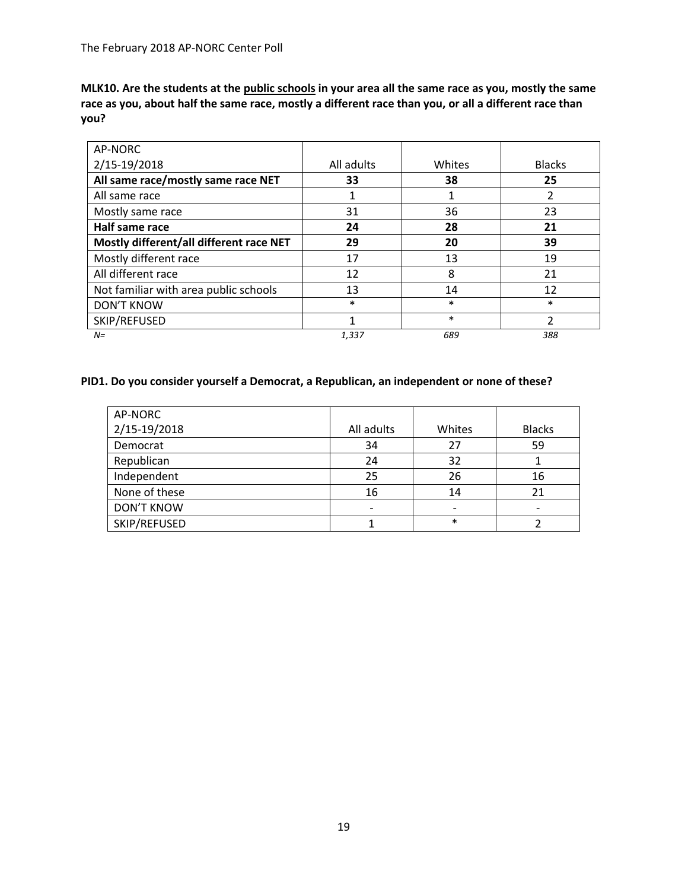**MLK10. Are the students at the <u>public schools</u> in your area all the same race as you, mostly the same race as you, about half the same race, mostly a different race than you, or all a different race than you?**

| AP-NORC 2/15-19/2018 | All adults | Whites | Blacks |
|---|---|---|---|
| **All same race/mostly same race NET** | **33** | **38** | **25** |
| All same race | 1 | 1 | 2 |
| Mostly same race | 31 | 36 | 23 |
| **Half same race** | **24** | **28** | **21** |
| **Mostly different/all different race NET** | **29** | **20** | **39** |
| Mostly different race | 17 | 13 | 19 |
| All different race | 12 | 8 | 21 |
| Not familiar with area public schools | 13 | 14 | 12 |
| DON'T KNOW | * | * | * |
| SKIP/REFUSED | 1 | * | 2 |
| *N=* | *1,337* | *689* | *388* |

**PID1. Do you consider yourself a Democrat, a Republican, an independent or none of these?**

| AP-NORC 2/15-19/2018 | All adults | Whites | Blacks |
|---|---|---|---|
| Democrat | 34 | 27 | 59 |
| Republican | 24 | 32 | 1 |
| Independent | 25 | 26 | 16 |
| None of these | 16 | 14 | 21 |
| DON'T KNOW | - | - | - |
| SKIP/REFUSED | 1 | * | 2 |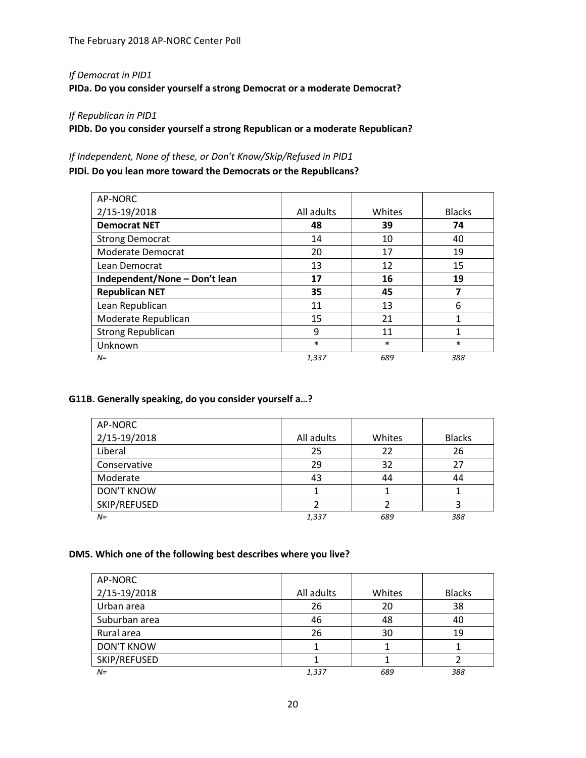*If Democrat in PID1*

**PIDa. Do you consider yourself a strong Democrat or a moderate Democrat?**

*If Republican in PID1*

**PIDb. Do you consider yourself a strong Republican or a moderate Republican?**

*If Independent, None of these, or Don't Know/Skip/Refused in PID1*

**PIDi. Do you lean more toward the Democrats or the Republicans?**

| AP-NORC 2/15-19/2018 | All adults | Whites | Blacks |
|---|---|---|---|
| **Democrat NET** | **48** | **39** | **74** |
| Strong Democrat | 14 | 10 | 40 |
| Moderate Democrat | 20 | 17 | 19 |
| Lean Democrat | 13 | 12 | 15 |
| **Independent/None – Don't lean** | **17** | **16** | **19** |
| **Republican NET** | **35** | **45** | **7** |
| Lean Republican | 11 | 13 | 6 |
| Moderate Republican | 15 | 21 | 1 |
| Strong Republican | 9 | 11 | 1 |
| Unknown | * | * | * |
| *N=* | *1,337* | *689* | *388* |

**G11B. Generally speaking, do you consider yourself a…?**

| AP-NORC 2/15-19/2018 | All adults | Whites | Blacks |
|---|---|---|---|
| Liberal | 25 | 22 | 26 |
| Conservative | 29 | 32 | 27 |
| Moderate | 43 | 44 | 44 |
| DON'T KNOW | 1 | 1 | 1 |
| SKIP/REFUSED | 2 | 2 | 3 |
| *N=* | *1,337* | *689* | *388* |

**DM5. Which one of the following best describes where you live?**

| AP-NORC 2/15-19/2018 | All adults | Whites | Blacks |
|---|---|---|---|
| Urban area | 26 | 20 | 38 |
| Suburban area | 46 | 48 | 40 |
| Rural area | 26 | 30 | 19 |
| DON'T KNOW | 1 | 1 | 1 |
| SKIP/REFUSED | 1 | 1 | 2 |
| *N=* | *1,337* | *689* | *388* |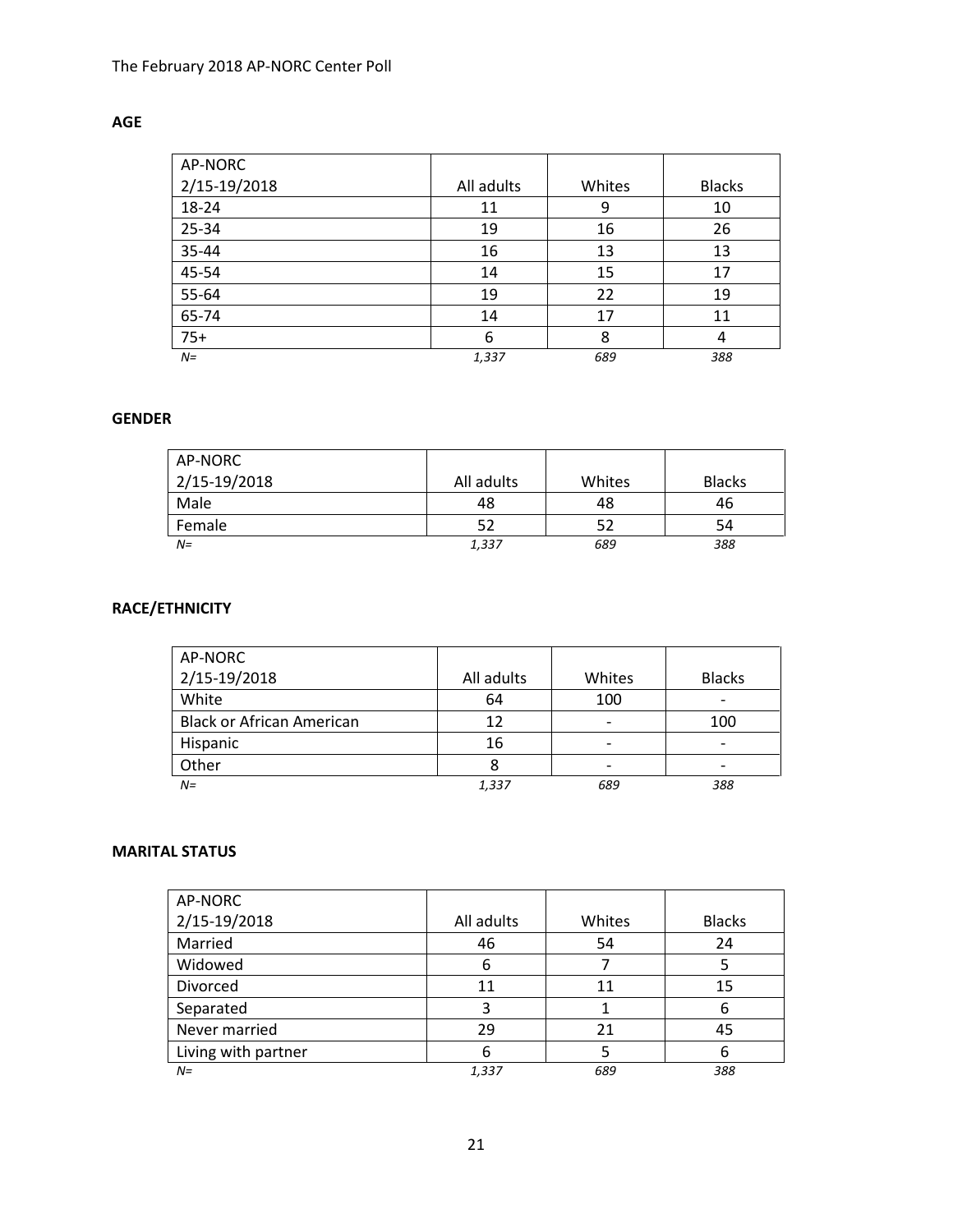## AGE

| AP-NORC 2/15-19/2018 | All adults | Whites | Blacks |
|---|---|---|---|
| 18-24 | 11 | 9 | 10 |
| 25-34 | 19 | 16 | 26 |
| 35-44 | 16 | 13 | 13 |
| 45-54 | 14 | 15 | 17 |
| 55-64 | 19 | 22 | 19 |
| 65-74 | 14 | 17 | 11 |
| 75+ | 6 | 8 | 4 |
| *N=* | *1,337* | *689* | *388* |

## GENDER

| AP-NORC 2/15-19/2018 | All adults | Whites | Blacks |
|---|---|---|---|
| Male | 48 | 48 | 46 |
| Female | 52 | 52 | 54 |
| *N=* | *1,337* | *689* | *388* |

## RACE/ETHNICITY

| AP-NORC 2/15-19/2018 | All adults | Whites | Blacks |
|---|---|---|---|
| White | 64 | 100 | - |
| Black or African American | 12 | - | 100 |
| Hispanic | 16 | - | - |
| Other | 8 | - | - |
| *N=* | *1,337* | *689* | *388* |

## MARITAL STATUS

| AP-NORC 2/15-19/2018 | All adults | Whites | Blacks |
|---|---|---|---|
| Married | 46 | 54 | 24 |
| Widowed | 6 | 7 | 5 |
| Divorced | 11 | 11 | 15 |
| Separated | 3 | 1 | 6 |
| Never married | 29 | 21 | 45 |
| Living with partner | 6 | 5 | 6 |
| *N=* | *1,337* | *689* | *388* |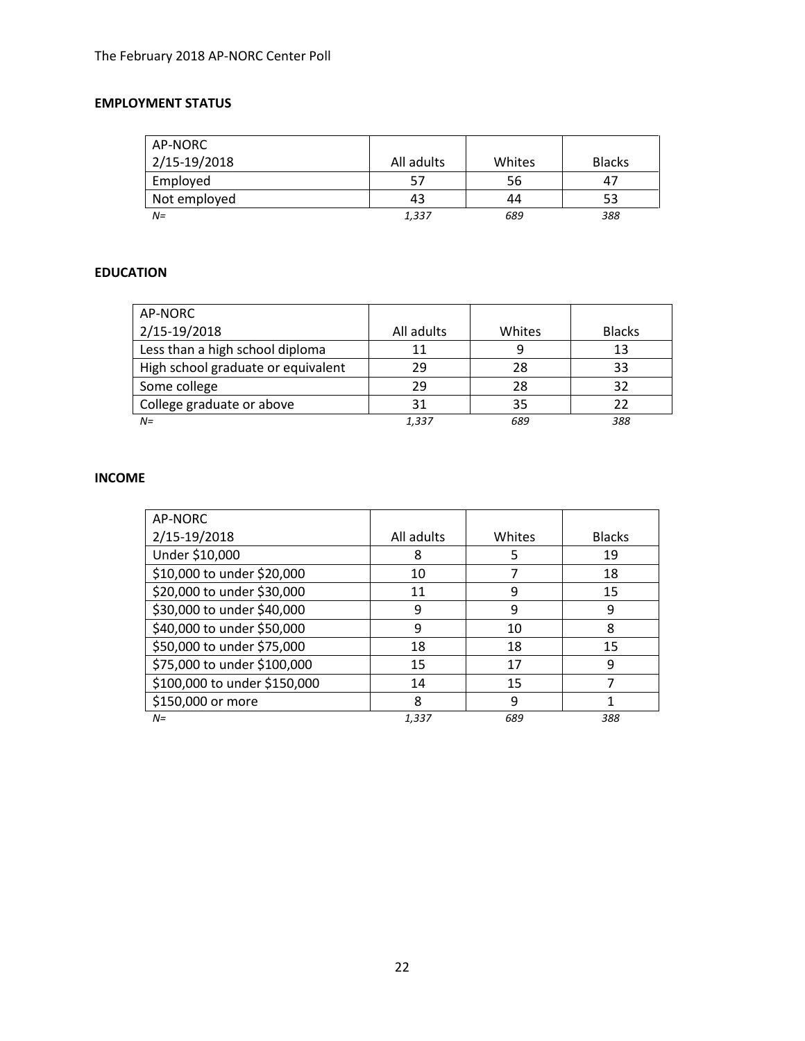## EMPLOYMENT STATUS

| AP-NORC 2/15-19/2018 | All adults | Whites | Blacks |
|---|---|---|---|
| Employed | 57 | 56 | 47 |
| Not employed | 43 | 44 | 53 |
| *N=* | *1,337* | *689* | *388* |

## EDUCATION

| AP-NORC 2/15-19/2018 | All adults | Whites | Blacks |
|---|---|---|---|
| Less than a high school diploma | 11 | 9 | 13 |
| High school graduate or equivalent | 29 | 28 | 33 |
| Some college | 29 | 28 | 32 |
| College graduate or above | 31 | 35 | 22 |
| *N=* | *1,337* | *689* | *388* |

## INCOME

| AP-NORC 2/15-19/2018 | All adults | Whites | Blacks |
|---|---|---|---|
| Under $10,000 | 8 | 5 | 19 |
| $10,000 to under $20,000 | 10 | 7 | 18 |
| $20,000 to under $30,000 | 11 | 9 | 15 |
| $30,000 to under $40,000 | 9 | 9 | 9 |
| $40,000 to under $50,000 | 9 | 10 | 8 |
| $50,000 to under $75,000 | 18 | 18 | 15 |
| $75,000 to under $100,000 | 15 | 17 | 9 |
| $100,000 to under $150,000 | 14 | 15 | 7 |
| $150,000 or more | 8 | 9 | 1 |
| *N=* | *1,337* | *689* | *388* |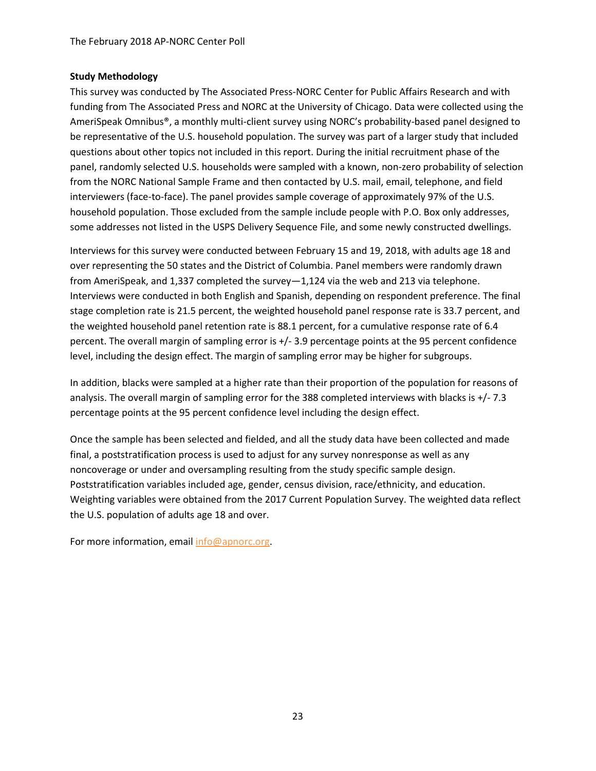## Study Methodology

This survey was conducted by The Associated Press-NORC Center for Public Affairs Research and with funding from The Associated Press and NORC at the University of Chicago. Data were collected using the AmeriSpeak Omnibus®, a monthly multi-client survey using NORC's probability-based panel designed to be representative of the U.S. household population. The survey was part of a larger study that included questions about other topics not included in this report. During the initial recruitment phase of the panel, randomly selected U.S. households were sampled with a known, non-zero probability of selection from the NORC National Sample Frame and then contacted by U.S. mail, email, telephone, and field interviewers (face-to-face). The panel provides sample coverage of approximately 97% of the U.S. household population. Those excluded from the sample include people with P.O. Box only addresses, some addresses not listed in the USPS Delivery Sequence File, and some newly constructed dwellings.

Interviews for this survey were conducted between February 15 and 19, 2018, with adults age 18 and over representing the 50 states and the District of Columbia. Panel members were randomly drawn from AmeriSpeak, and 1,337 completed the survey—1,124 via the web and 213 via telephone. Interviews were conducted in both English and Spanish, depending on respondent preference. The final stage completion rate is 21.5 percent, the weighted household panel response rate is 33.7 percent, and the weighted household panel retention rate is 88.1 percent, for a cumulative response rate of 6.4 percent. The overall margin of sampling error is +/- 3.9 percentage points at the 95 percent confidence level, including the design effect. The margin of sampling error may be higher for subgroups.

In addition, blacks were sampled at a higher rate than their proportion of the population for reasons of analysis. The overall margin of sampling error for the 388 completed interviews with blacks is +/- 7.3 percentage points at the 95 percent confidence level including the design effect.

Once the sample has been selected and fielded, and all the study data have been collected and made final, a poststratification process is used to adjust for any survey nonresponse as well as any noncoverage or under and oversampling resulting from the study specific sample design. Poststratification variables included age, gender, census division, race/ethnicity, and education. Weighting variables were obtained from the 2017 Current Population Survey. The weighted data reflect the U.S. population of adults age 18 and over.

For more information, email info@apnorc.org.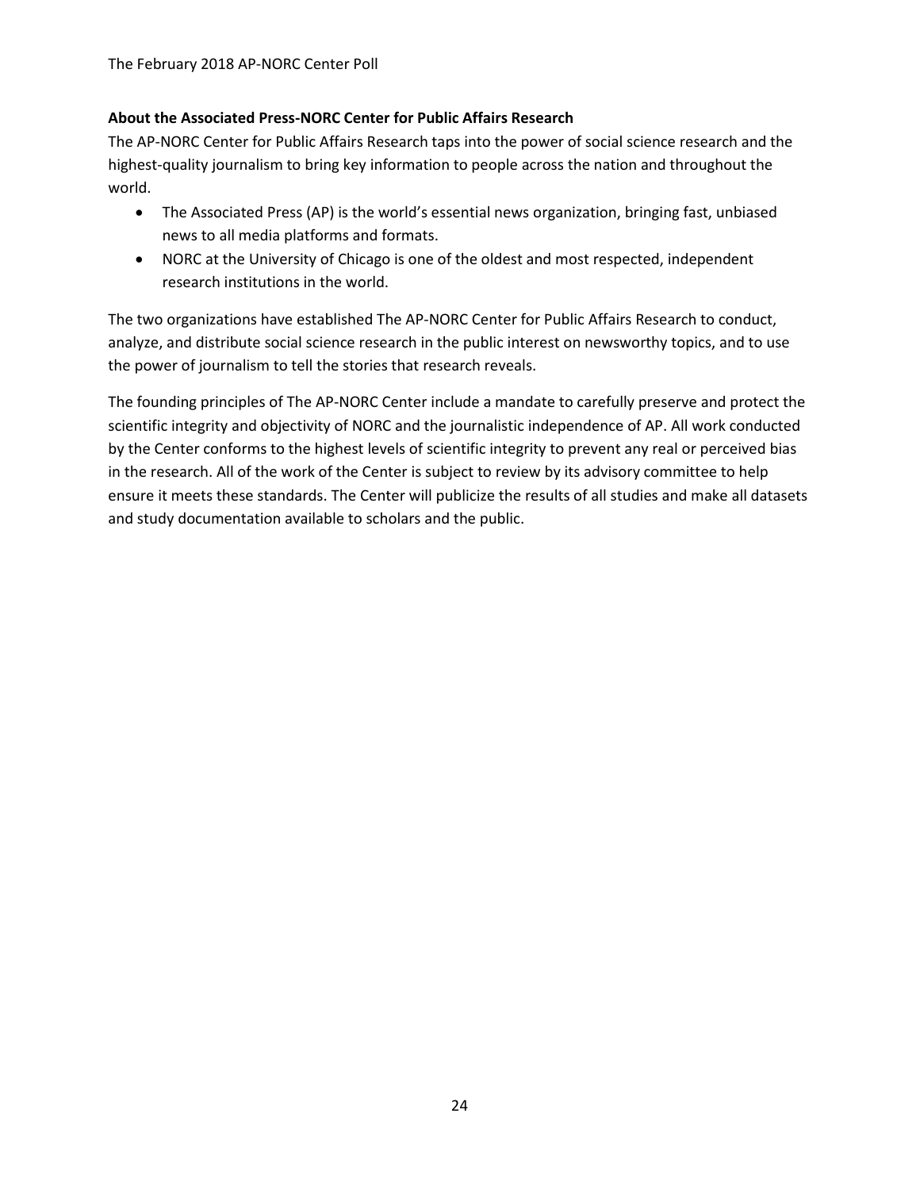**About the Associated Press-NORC Center for Public Affairs Research**

The AP-NORC Center for Public Affairs Research taps into the power of social science research and the highest-quality journalism to bring key information to people across the nation and throughout the world.

- The Associated Press (AP) is the world's essential news organization, bringing fast, unbiased news to all media platforms and formats.
- NORC at the University of Chicago is one of the oldest and most respected, independent research institutions in the world.

The two organizations have established The AP-NORC Center for Public Affairs Research to conduct, analyze, and distribute social science research in the public interest on newsworthy topics, and to use the power of journalism to tell the stories that research reveals.

The founding principles of The AP-NORC Center include a mandate to carefully preserve and protect the scientific integrity and objectivity of NORC and the journalistic independence of AP. All work conducted by the Center conforms to the highest levels of scientific integrity to prevent any real or perceived bias in the research. All of the work of the Center is subject to review by its advisory committee to help ensure it meets these standards. The Center will publicize the results of all studies and make all datasets and study documentation available to scholars and the public.